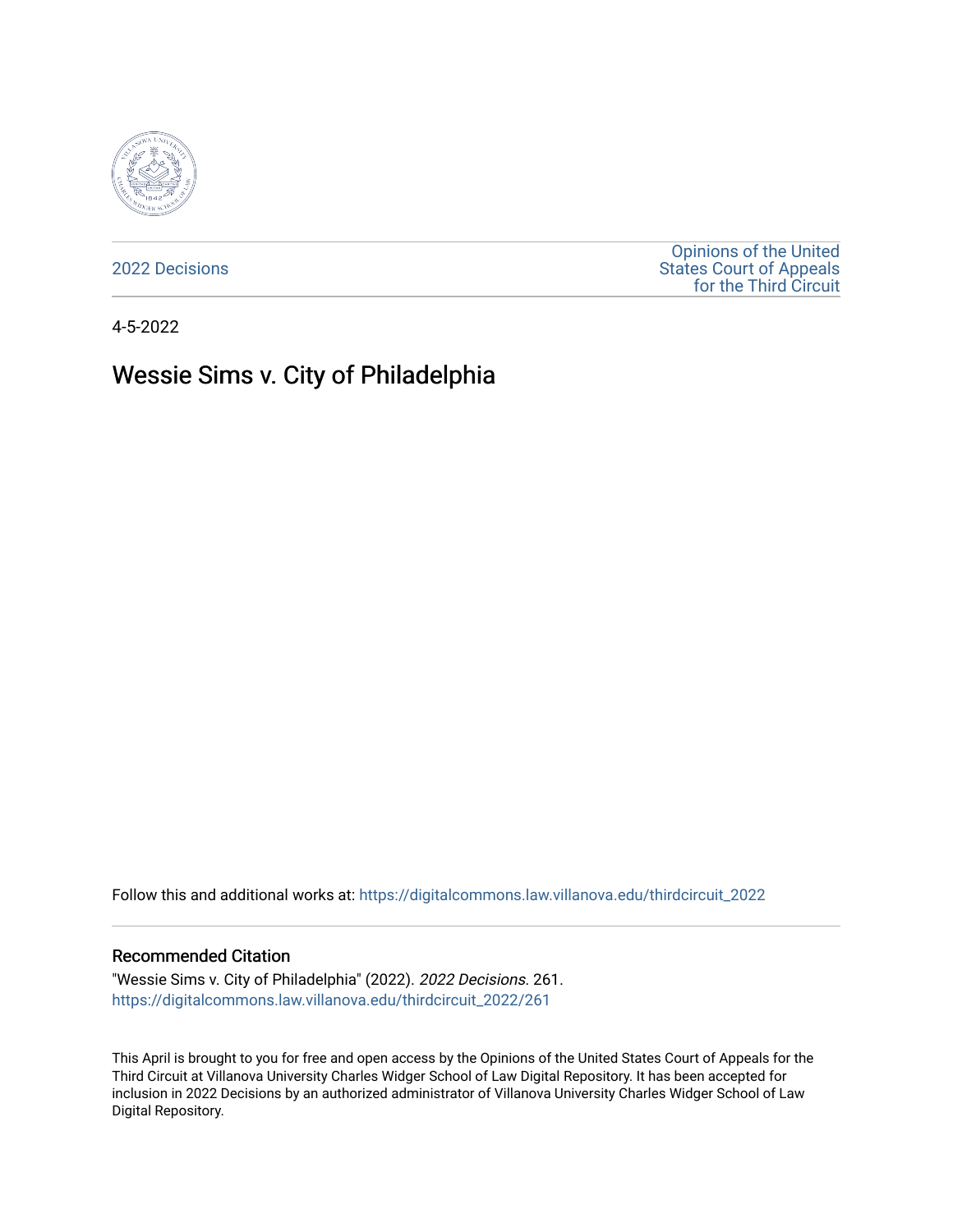2022 Decisions

Opinions of the United States Court of Appeals for the Third Circuit

4-5-2022

# Wessie Sims v. City of Philadelphia

Follow this and additional works at: https://digitalcommons.law.villanova.edu/thirdcircuit_2022

## Recommended Citation

"Wessie Sims v. City of Philadelphia" (2022). *2022 Decisions*. 261.
https://digitalcommons.law.villanova.edu/thirdcircuit_2022/261

This April is brought to you for free and open access by the Opinions of the United States Court of Appeals for the Third Circuit at Villanova University Charles Widger School of Law Digital Repository. It has been accepted for inclusion in 2022 Decisions by an authorized administrator of Villanova University Charles Widger School of Law Digital Repository.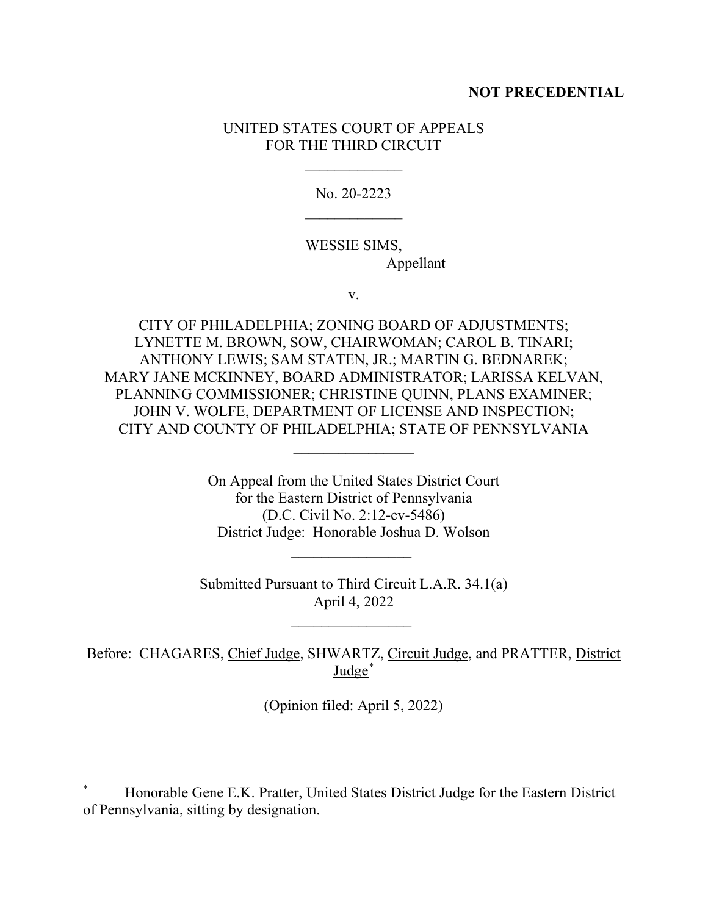**NOT PRECEDENTIAL**

UNITED STATES COURT OF APPEALS
FOR THE THIRD CIRCUIT

\_\_\_\_\_\_\_\_\_\_\_\_\_

No. 20-2223

\_\_\_\_\_\_\_\_\_\_\_\_\_

WESSIE SIMS,
Appellant

v.

CITY OF PHILADELPHIA; ZONING BOARD OF ADJUSTMENTS; LYNETTE M. BROWN, SOW, CHAIRWOMAN; CAROL B. TINARI; ANTHONY LEWIS; SAM STATEN, JR.; MARTIN G. BEDNAREK; MARY JANE MCKINNEY, BOARD ADMINISTRATOR; LARISSA KELVAN, PLANNING COMMISSIONER; CHRISTINE QUINN, PLANS EXAMINER; JOHN V. WOLFE, DEPARTMENT OF LICENSE AND INSPECTION; CITY AND COUNTY OF PHILADELPHIA; STATE OF PENNSYLVANIA

\_\_\_\_\_\_\_\_\_\_\_\_\_\_\_\_

On Appeal from the United States District Court
for the Eastern District of Pennsylvania
(D.C. Civil No. 2:12-cv-5486)
District Judge: Honorable Joshua D. Wolson

\_\_\_\_\_\_\_\_\_\_\_\_\_\_\_\_

Submitted Pursuant to Third Circuit L.A.R. 34.1(a)
April 4, 2022

\_\_\_\_\_\_\_\_\_\_\_\_\_\_\_\_

Before: CHAGARES, Chief Judge, SHWARTZ, Circuit Judge, and PRATTER, District Judge[*]

(Opinion filed: April 5, 2022)

---

[*] Honorable Gene E.K. Pratter, United States District Judge for the Eastern District of Pennsylvania, sitting by designation.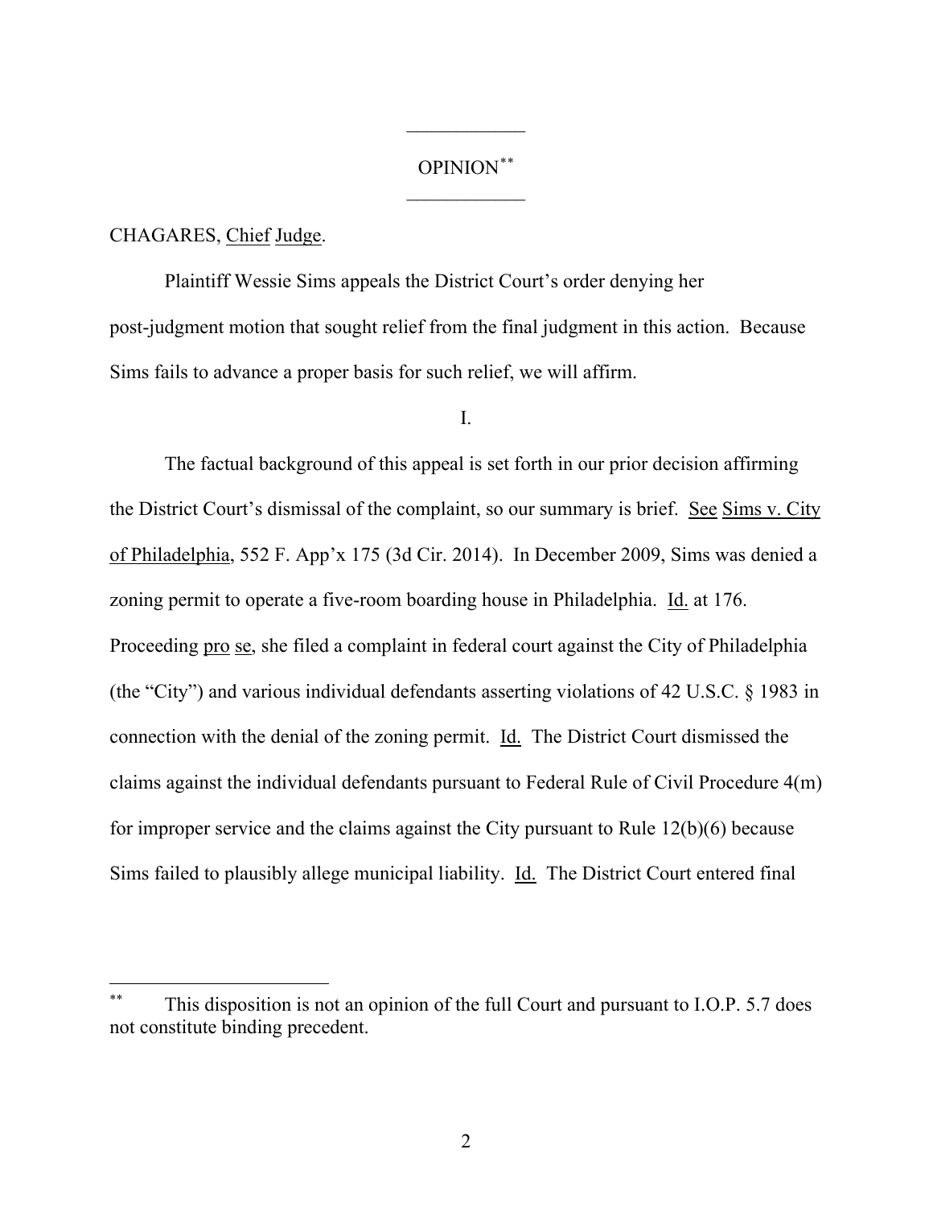OPINION[**]

CHAGARES, Chief Judge.

Plaintiff Wessie Sims appeals the District Court's order denying her post-judgment motion that sought relief from the final judgment in this action. Because Sims fails to advance a proper basis for such relief, we will affirm.

I.

The factual background of this appeal is set forth in our prior decision affirming the District Court's dismissal of the complaint, so our summary is brief. See Sims v. City of Philadelphia, 552 F. App'x 175 (3d Cir. 2014). In December 2009, Sims was denied a zoning permit to operate a five-room boarding house in Philadelphia. Id. at 176. Proceeding pro se, she filed a complaint in federal court against the City of Philadelphia (the "City") and various individual defendants asserting violations of 42 U.S.C. § 1983 in connection with the denial of the zoning permit. Id. The District Court dismissed the claims against the individual defendants pursuant to Federal Rule of Civil Procedure 4(m) for improper service and the claims against the City pursuant to Rule 12(b)(6) because Sims failed to plausibly allege municipal liability. Id. The District Court entered final

---

[**] This disposition is not an opinion of the full Court and pursuant to I.O.P. 5.7 does not constitute binding precedent.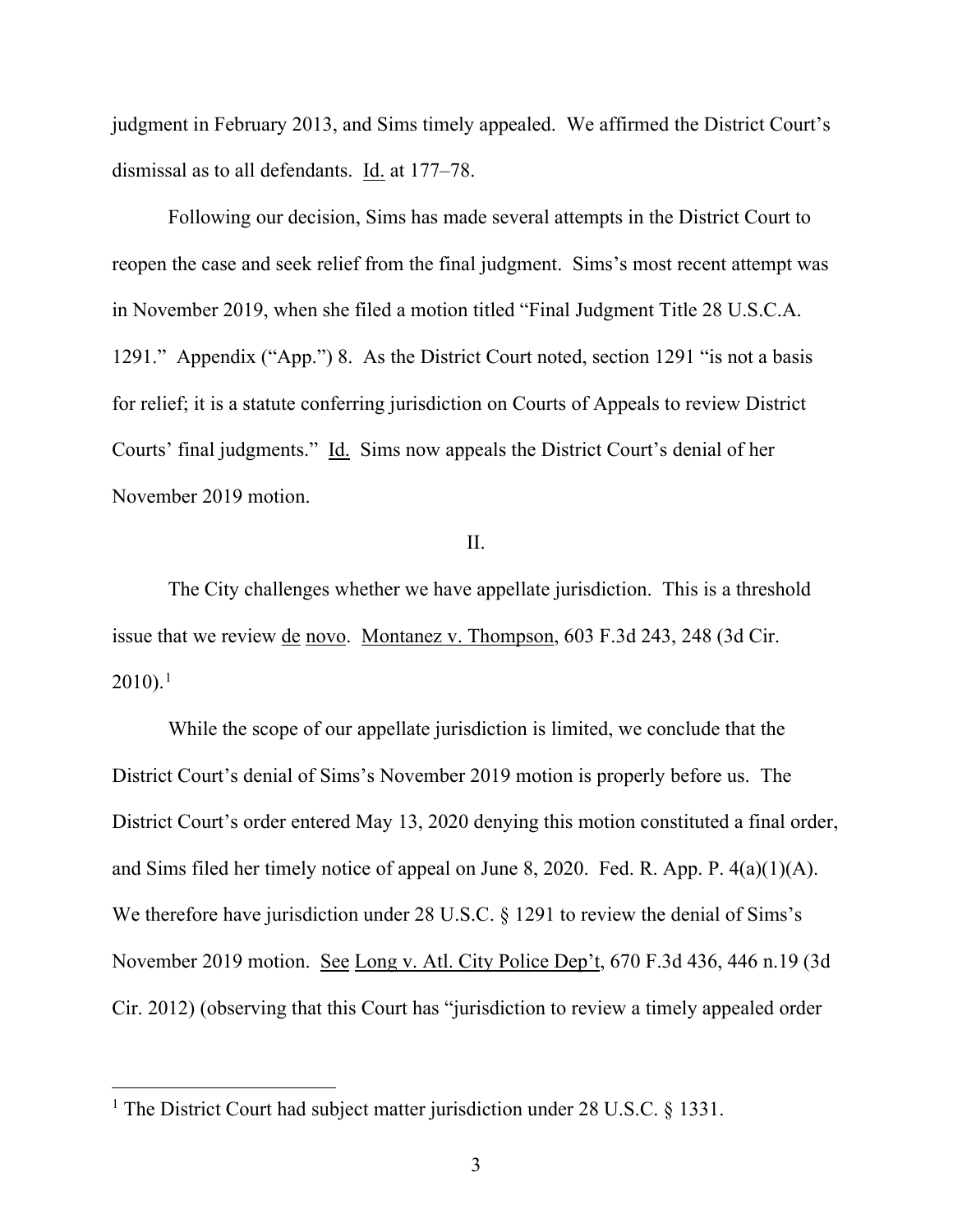judgment in February 2013, and Sims timely appealed. We affirmed the District Court's dismissal as to all defendants. Id. at 177–78.

Following our decision, Sims has made several attempts in the District Court to reopen the case and seek relief from the final judgment. Sims's most recent attempt was in November 2019, when she filed a motion titled "Final Judgment Title 28 U.S.C.A. 1291." Appendix ("App.") 8. As the District Court noted, section 1291 "is not a basis for relief; it is a statute conferring jurisdiction on Courts of Appeals to review District Courts' final judgments." Id. Sims now appeals the District Court's denial of her November 2019 motion.

II.

The City challenges whether we have appellate jurisdiction. This is a threshold issue that we review de novo. Montanez v. Thompson, 603 F.3d 243, 248 (3d Cir. 2010).[1]

While the scope of our appellate jurisdiction is limited, we conclude that the District Court's denial of Sims's November 2019 motion is properly before us. The District Court's order entered May 13, 2020 denying this motion constituted a final order, and Sims filed her timely notice of appeal on June 8, 2020. Fed. R. App. P. 4(a)(1)(A). We therefore have jurisdiction under 28 U.S.C. § 1291 to review the denial of Sims's November 2019 motion. See Long v. Atl. City Police Dep't, 670 F.3d 436, 446 n.19 (3d Cir. 2012) (observing that this Court has "jurisdiction to review a timely appealed order

[1] The District Court had subject matter jurisdiction under 28 U.S.C. § 1331.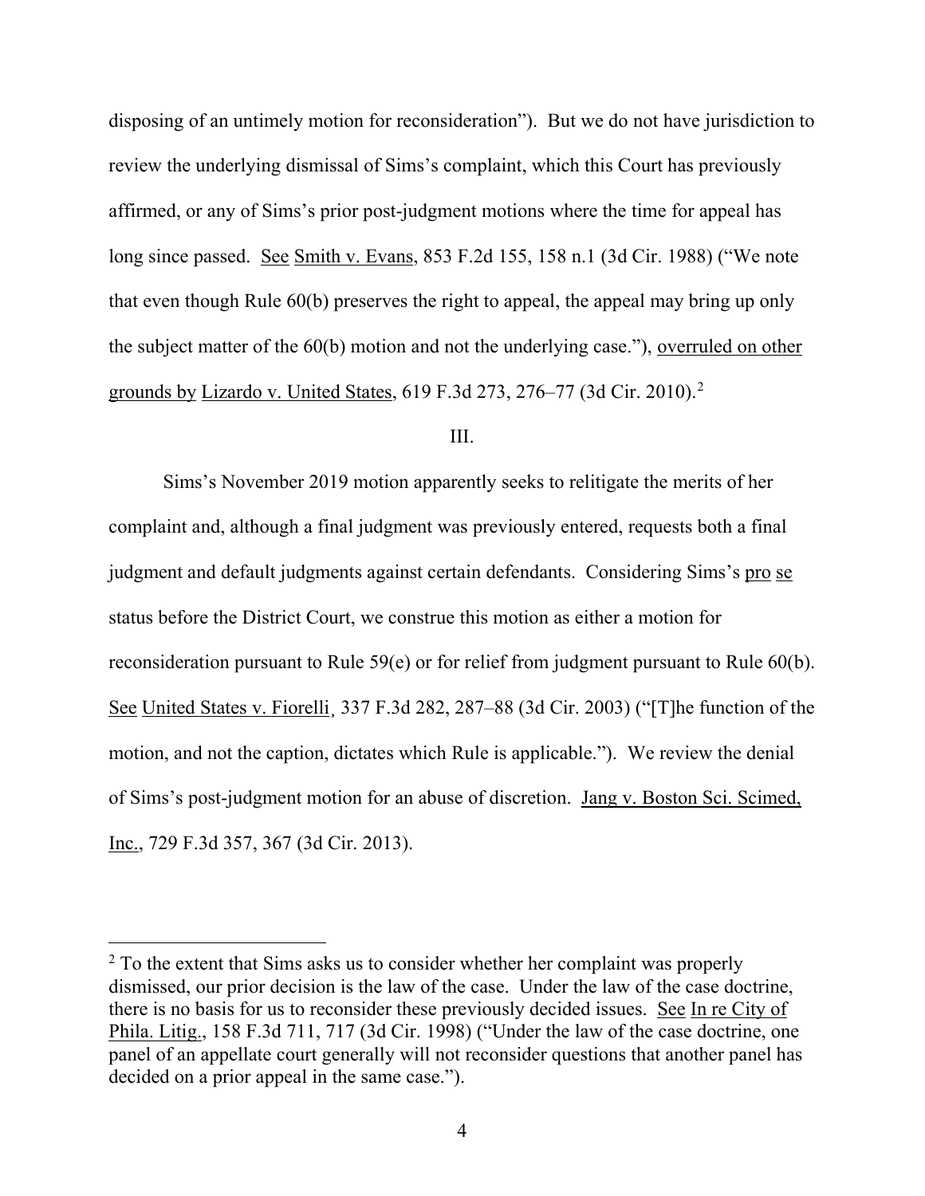disposing of an untimely motion for reconsideration"). But we do not have jurisdiction to review the underlying dismissal of Sims's complaint, which this Court has previously affirmed, or any of Sims's prior post-judgment motions where the time for appeal has long since passed. See Smith v. Evans, 853 F.2d 155, 158 n.1 (3d Cir. 1988) ("We note that even though Rule 60(b) preserves the right to appeal, the appeal may bring up only the subject matter of the 60(b) motion and not the underlying case."), overruled on other grounds by Lizardo v. United States, 619 F.3d 273, 276–77 (3d Cir. 2010).[2]

III.

Sims's November 2019 motion apparently seeks to relitigate the merits of her complaint and, although a final judgment was previously entered, requests both a final judgment and default judgments against certain defendants. Considering Sims's pro se status before the District Court, we construe this motion as either a motion for reconsideration pursuant to Rule 59(e) or for relief from judgment pursuant to Rule 60(b). See United States v. Fiorelli¸ 337 F.3d 282, 287–88 (3d Cir. 2003) ("[T]he function of the motion, and not the caption, dictates which Rule is applicable."). We review the denial of Sims's post-judgment motion for an abuse of discretion. Jang v. Boston Sci. Scimed, Inc., 729 F.3d 357, 367 (3d Cir. 2013).

[2] To the extent that Sims asks us to consider whether her complaint was properly dismissed, our prior decision is the law of the case. Under the law of the case doctrine, there is no basis for us to reconsider these previously decided issues. See In re City of Phila. Litig., 158 F.3d 711, 717 (3d Cir. 1998) ("Under the law of the case doctrine, one panel of an appellate court generally will not reconsider questions that another panel has decided on a prior appeal in the same case.").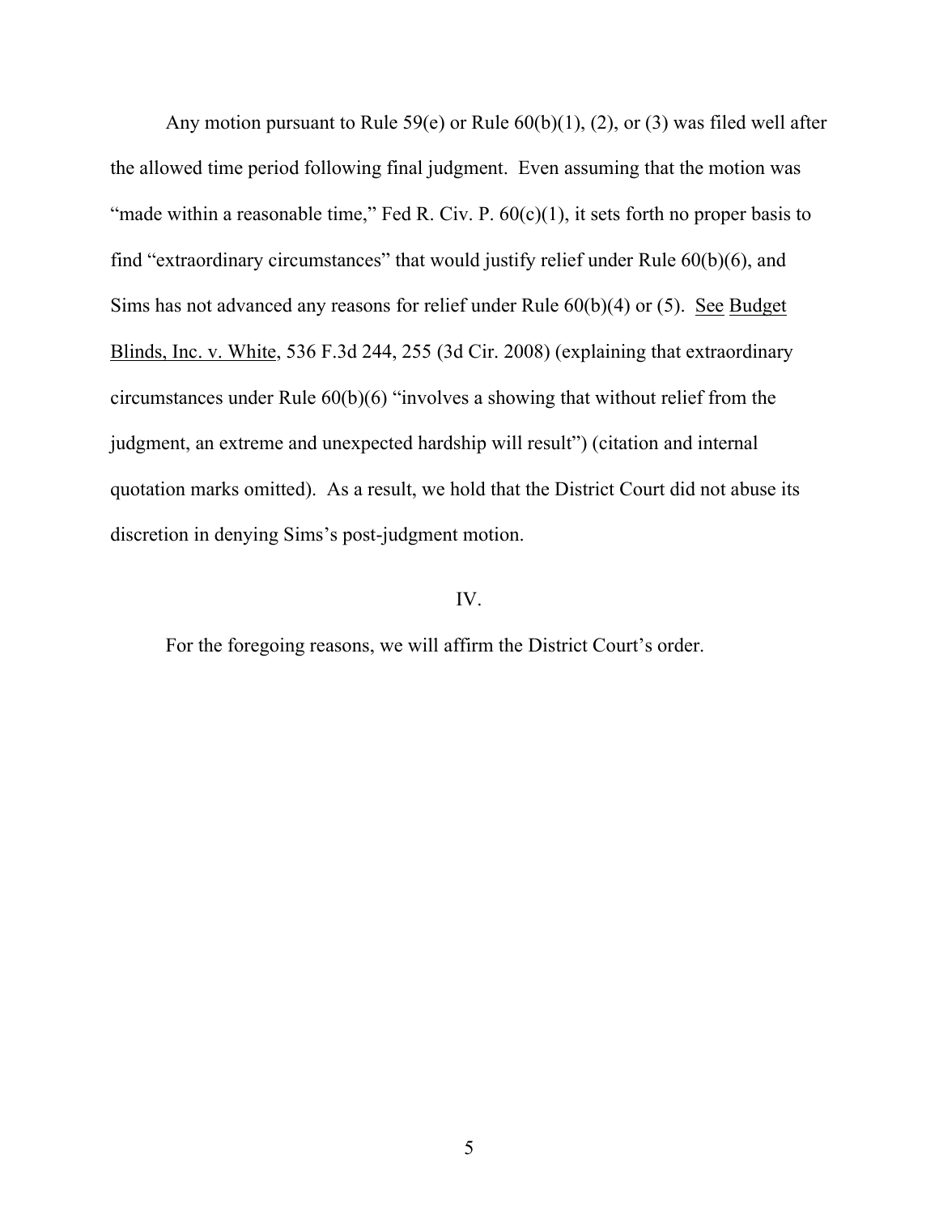Any motion pursuant to Rule 59(e) or Rule 60(b)(1), (2), or (3) was filed well after the allowed time period following final judgment. Even assuming that the motion was "made within a reasonable time," Fed R. Civ. P. 60(c)(1), it sets forth no proper basis to find "extraordinary circumstances" that would justify relief under Rule 60(b)(6), and Sims has not advanced any reasons for relief under Rule 60(b)(4) or (5). See Budget Blinds, Inc. v. White, 536 F.3d 244, 255 (3d Cir. 2008) (explaining that extraordinary circumstances under Rule 60(b)(6) "involves a showing that without relief from the judgment, an extreme and unexpected hardship will result") (citation and internal quotation marks omitted). As a result, we hold that the District Court did not abuse its discretion in denying Sims's post-judgment motion.

## IV.

For the foregoing reasons, we will affirm the District Court's order.